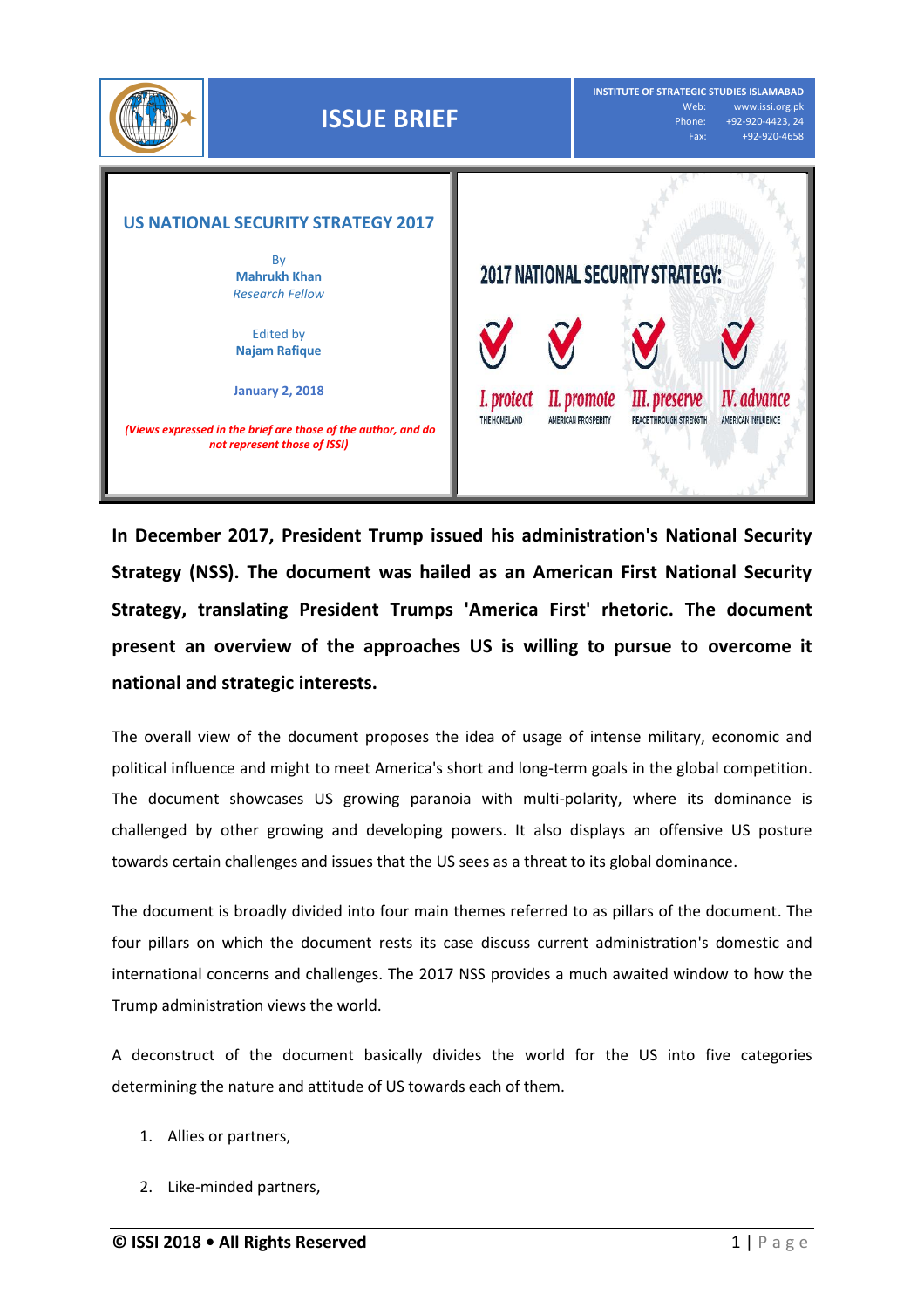ISSUE BRIEF

INSTITUTE OF STRATEGIC STUDIES ISLAMABAD
Web: www.issi.org.pk
Phone: +92-920-4423, 24
Fax: +92-920-4658

# US NATIONAL SECURITY STRATEGY 2017

By
**Mahrukh Khan**
*Research Fellow*

Edited by
**Najam Rafique**

**January 2, 2018**

*(Views expressed in the brief are those of the author, and do not represent those of ISSI)*

**In December 2017, President Trump issued his administration's National Security Strategy (NSS). The document was hailed as an American First National Security Strategy, translating President Trumps 'America First' rhetoric. The document present an overview of the approaches US is willing to pursue to overcome it national and strategic interests.**

The overall view of the document proposes the idea of usage of intense military, economic and political influence and might to meet America's short and long-term goals in the global competition. The document showcases US growing paranoia with multi-polarity, where its dominance is challenged by other growing and developing powers. It also displays an offensive US posture towards certain challenges and issues that the US sees as a threat to its global dominance.

The document is broadly divided into four main themes referred to as pillars of the document. The four pillars on which the document rests its case discuss current administration's domestic and international concerns and challenges. The 2017 NSS provides a much awaited window to how the Trump administration views the world.

A deconstruct of the document basically divides the world for the US into five categories determining the nature and attitude of US towards each of them.

1. Allies or partners,
2. Like-minded partners,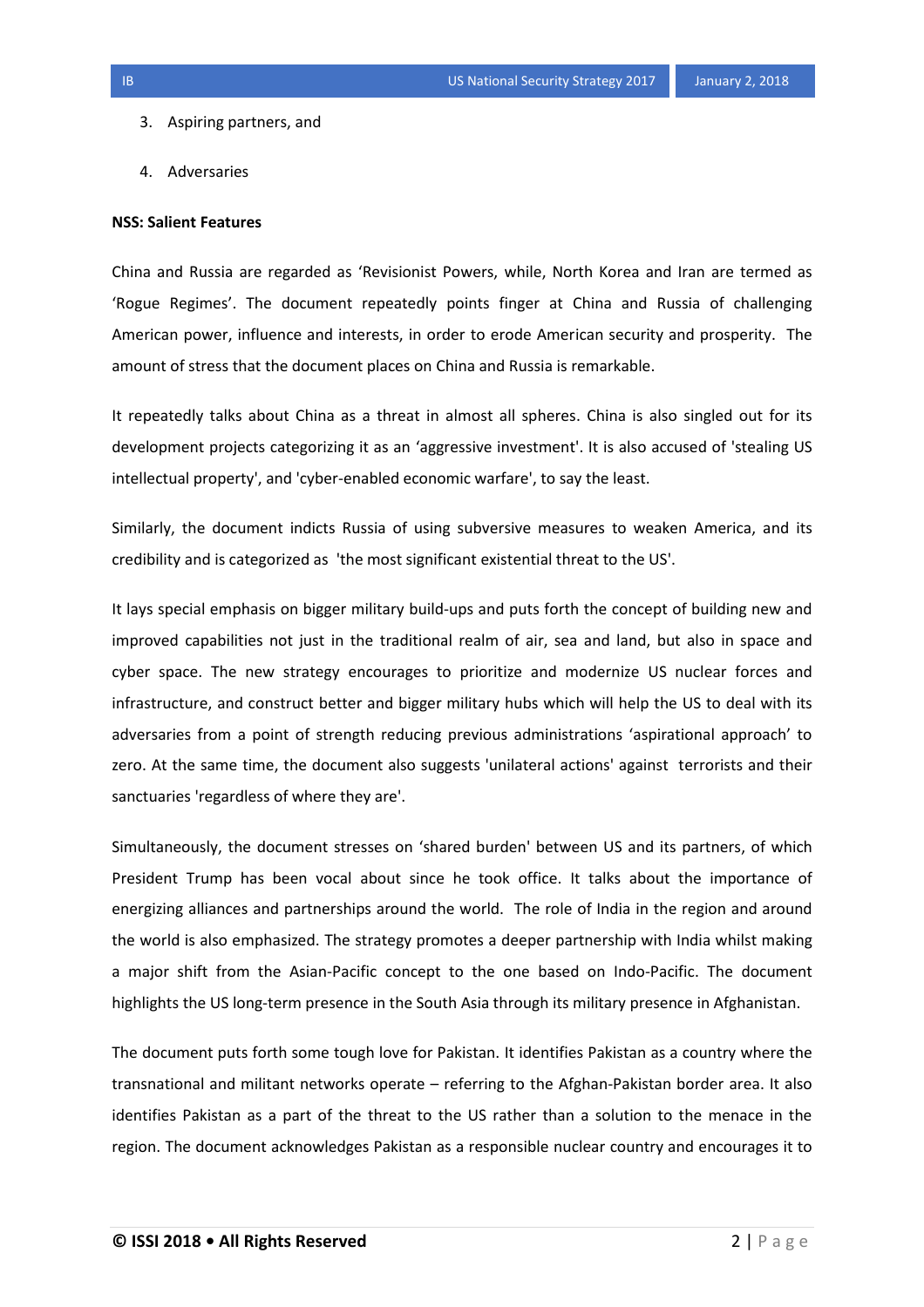3. Aspiring partners, and
4. Adversaries

**NSS: Salient Features**

China and Russia are regarded as 'Revisionist Powers, while, North Korea and Iran are termed as 'Rogue Regimes'. The document repeatedly points finger at China and Russia of challenging American power, influence and interests, in order to erode American security and prosperity. The amount of stress that the document places on China and Russia is remarkable.

It repeatedly talks about China as a threat in almost all spheres. China is also singled out for its development projects categorizing it as an 'aggressive investment'. It is also accused of 'stealing US intellectual property', and 'cyber-enabled economic warfare', to say the least.

Similarly, the document indicts Russia of using subversive measures to weaken America, and its credibility and is categorized as 'the most significant existential threat to the US'.

It lays special emphasis on bigger military build-ups and puts forth the concept of building new and improved capabilities not just in the traditional realm of air, sea and land, but also in space and cyber space. The new strategy encourages to prioritize and modernize US nuclear forces and infrastructure, and construct better and bigger military hubs which will help the US to deal with its adversaries from a point of strength reducing previous administrations 'aspirational approach' to zero. At the same time, the document also suggests 'unilateral actions' against terrorists and their sanctuaries 'regardless of where they are'.

Simultaneously, the document stresses on 'shared burden' between US and its partners, of which President Trump has been vocal about since he took office. It talks about the importance of energizing alliances and partnerships around the world. The role of India in the region and around the world is also emphasized. The strategy promotes a deeper partnership with India whilst making a major shift from the Asian-Pacific concept to the one based on Indo-Pacific. The document highlights the US long-term presence in the South Asia through its military presence in Afghanistan.

The document puts forth some tough love for Pakistan. It identifies Pakistan as a country where the transnational and militant networks operate – referring to the Afghan-Pakistan border area. It also identifies Pakistan as a part of the threat to the US rather than a solution to the menace in the region. The document acknowledges Pakistan as a responsible nuclear country and encourages it to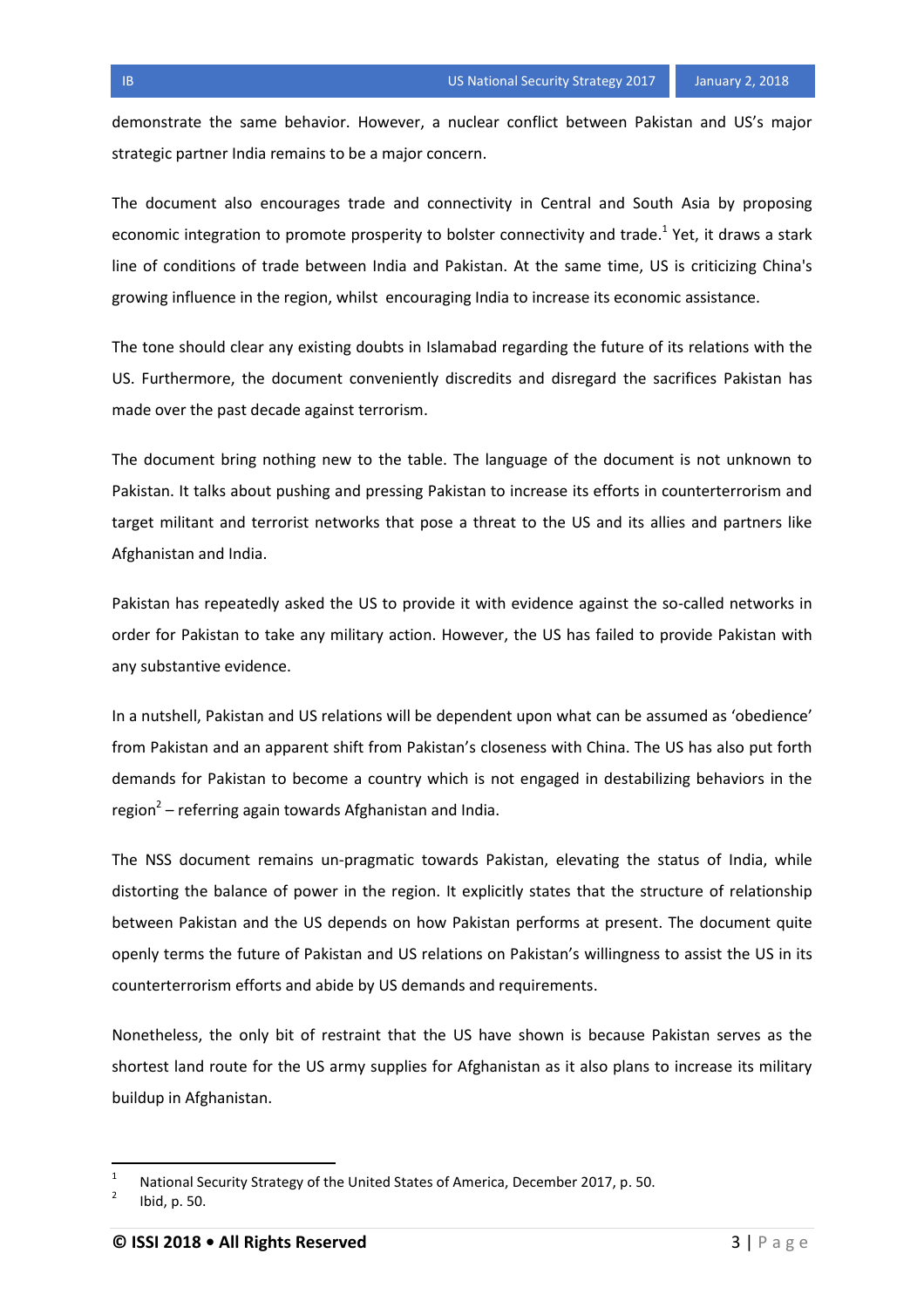demonstrate the same behavior. However, a nuclear conflict between Pakistan and US's major strategic partner India remains to be a major concern.

The document also encourages trade and connectivity in Central and South Asia by proposing economic integration to promote prosperity to bolster connectivity and trade.[1] Yet, it draws a stark line of conditions of trade between India and Pakistan. At the same time, US is criticizing China's growing influence in the region, whilst encouraging India to increase its economic assistance.

The tone should clear any existing doubts in Islamabad regarding the future of its relations with the US. Furthermore, the document conveniently discredits and disregard the sacrifices Pakistan has made over the past decade against terrorism.

The document bring nothing new to the table. The language of the document is not unknown to Pakistan. It talks about pushing and pressing Pakistan to increase its efforts in counterterrorism and target militant and terrorist networks that pose a threat to the US and its allies and partners like Afghanistan and India.

Pakistan has repeatedly asked the US to provide it with evidence against the so-called networks in order for Pakistan to take any military action. However, the US has failed to provide Pakistan with any substantive evidence.

In a nutshell, Pakistan and US relations will be dependent upon what can be assumed as 'obedience' from Pakistan and an apparent shift from Pakistan's closeness with China. The US has also put forth demands for Pakistan to become a country which is not engaged in destabilizing behaviors in the region[2] – referring again towards Afghanistan and India.

The NSS document remains un-pragmatic towards Pakistan, elevating the status of India, while distorting the balance of power in the region. It explicitly states that the structure of relationship between Pakistan and the US depends on how Pakistan performs at present. The document quite openly terms the future of Pakistan and US relations on Pakistan's willingness to assist the US in its counterterrorism efforts and abide by US demands and requirements.

Nonetheless, the only bit of restraint that the US have shown is because Pakistan serves as the shortest land route for the US army supplies for Afghanistan as it also plans to increase its military buildup in Afghanistan.

---

[1] National Security Strategy of the United States of America, December 2017, p. 50.

[2] Ibid, p. 50.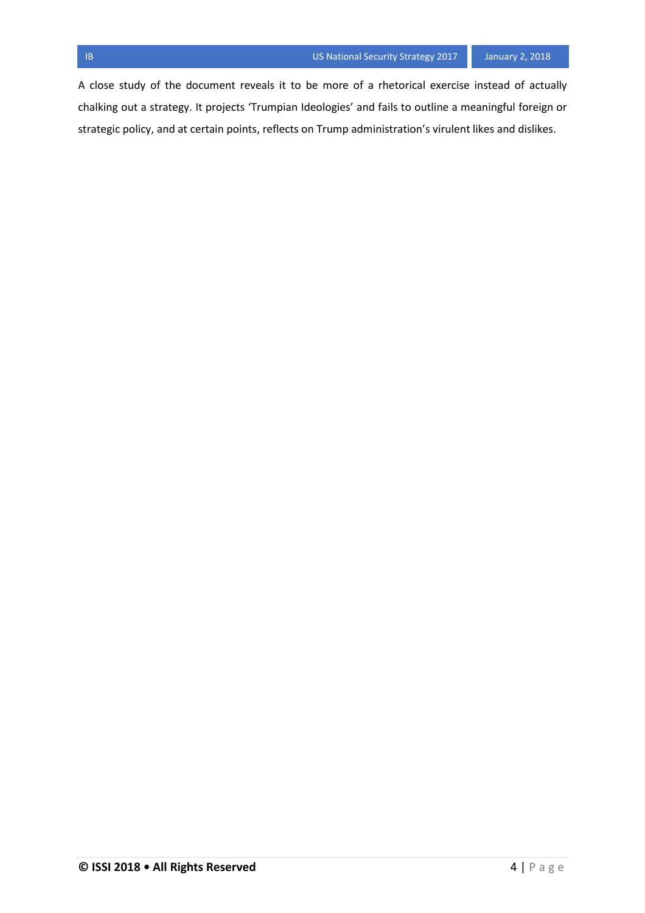A close study of the document reveals it to be more of a rhetorical exercise instead of actually chalking out a strategy. It projects 'Trumpian Ideologies' and fails to outline a meaningful foreign or strategic policy, and at certain points, reflects on Trump administration's virulent likes and dislikes.